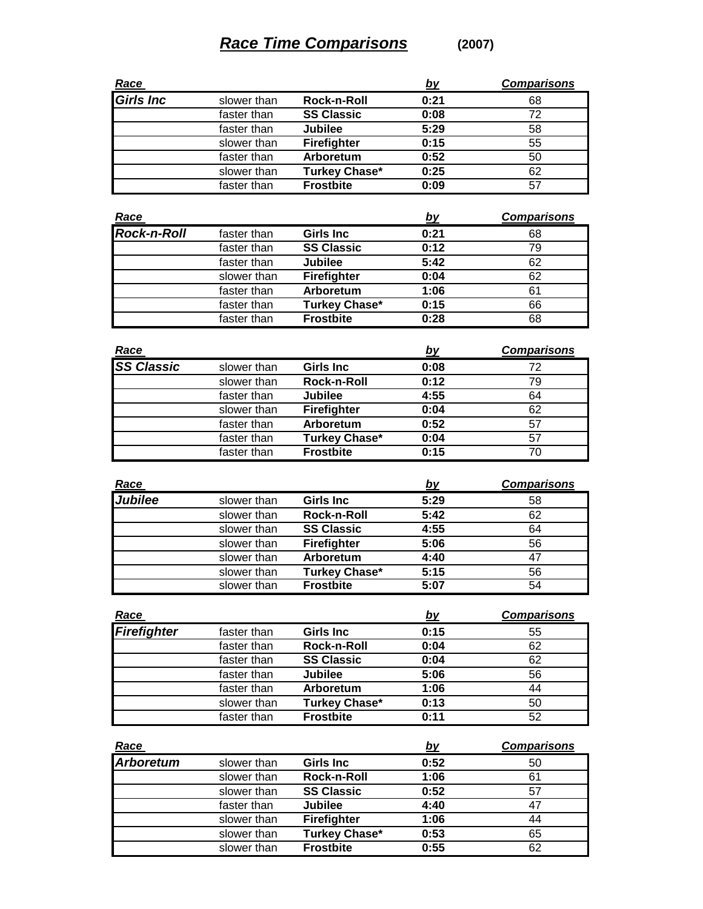# ***Race Time Comparisons*** **(2007)**

| Race | | | by | Comparisons |
|---|---|---|---|---|
| ***Girls Inc*** | slower than | **Rock-n-Roll** | **0:21** | 68 |
| | faster than | **SS Classic** | **0:08** | 72 |
| | faster than | **Jubilee** | **5:29** | 58 |
| | slower than | **Firefighter** | **0:15** | 55 |
| | faster than | **Arboretum** | **0:52** | 50 |
| | slower than | **Turkey Chase*** | **0:25** | 62 |
| | faster than | **Frostbite** | **0:09** | 57 |

| Race | | | by | Comparisons |
|---|---|---|---|---|
| ***Rock-n-Roll*** | faster than | **Girls Inc** | **0:21** | 68 |
| | faster than | **SS Classic** | **0:12** | 79 |
| | faster than | **Jubilee** | **5:42** | 62 |
| | slower than | **Firefighter** | **0:04** | 62 |
| | faster than | **Arboretum** | **1:06** | 61 |
| | faster than | **Turkey Chase*** | **0:15** | 66 |
| | faster than | **Frostbite** | **0:28** | 68 |

| Race | | | by | Comparisons |
|---|---|---|---|---|
| ***SS Classic*** | slower than | **Girls Inc** | **0:08** | 72 |
| | slower than | **Rock-n-Roll** | **0:12** | 79 |
| | faster than | **Jubilee** | **4:55** | 64 |
| | slower than | **Firefighter** | **0:04** | 62 |
| | faster than | **Arboretum** | **0:52** | 57 |
| | faster than | **Turkey Chase*** | **0:04** | 57 |
| | faster than | **Frostbite** | **0:15** | 70 |

| Race | | | by | Comparisons |
|---|---|---|---|---|
| ***Jubilee*** | slower than | **Girls Inc** | **5:29** | 58 |
| | slower than | **Rock-n-Roll** | **5:42** | 62 |
| | slower than | **SS Classic** | **4:55** | 64 |
| | slower than | **Firefighter** | **5:06** | 56 |
| | slower than | **Arboretum** | **4:40** | 47 |
| | slower than | **Turkey Chase*** | **5:15** | 56 |
| | slower than | **Frostbite** | **5:07** | 54 |

| Race | | | by | Comparisons |
|---|---|---|---|---|
| ***Firefighter*** | faster than | **Girls Inc** | **0:15** | 55 |
| | faster than | **Rock-n-Roll** | **0:04** | 62 |
| | faster than | **SS Classic** | **0:04** | 62 |
| | faster than | **Jubilee** | **5:06** | 56 |
| | faster than | **Arboretum** | **1:06** | 44 |
| | slower than | **Turkey Chase*** | **0:13** | 50 |
| | faster than | **Frostbite** | **0:11** | 52 |

| Race | | | by | Comparisons |
|---|---|---|---|---|
| ***Arboretum*** | slower than | **Girls Inc** | **0:52** | 50 |
| | slower than | **Rock-n-Roll** | **1:06** | 61 |
| | slower than | **SS Classic** | **0:52** | 57 |
| | faster than | **Jubilee** | **4:40** | 47 |
| | slower than | **Firefighter** | **1:06** | 44 |
| | slower than | **Turkey Chase*** | **0:53** | 65 |
| | slower than | **Frostbite** | **0:55** | 62 |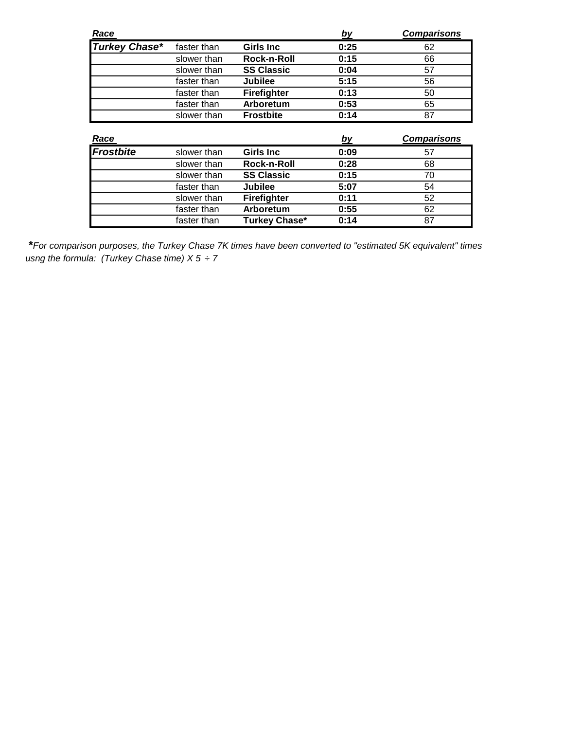| Race | | | by | Comparisons |
|---|---|---|---|---|
| ***Turkey Chase**** | faster than | **Girls Inc** | **0:25** | 62 |
| | slower than | **Rock-n-Roll** | **0:15** | 66 |
| | slower than | **SS Classic** | **0:04** | 57 |
| | faster than | **Jubilee** | **5:15** | 56 |
| | faster than | **Firefighter** | **0:13** | 50 |
| | faster than | **Arboretum** | **0:53** | 65 |
| | slower than | **Frostbite** | **0:14** | 87 |

| Race | | | by | Comparisons |
|---|---|---|---|---|
| ***Frostbite*** | slower than | **Girls Inc** | **0:09** | 57 |
| | slower than | **Rock-n-Roll** | **0:28** | 68 |
| | slower than | **SS Classic** | **0:15** | 70 |
| | faster than | **Jubilee** | **5:07** | 54 |
| | slower than | **Firefighter** | **0:11** | 52 |
| | faster than | **Arboretum** | **0:55** | 62 |
| | faster than | **Turkey Chase*** | **0:14** | 87 |

***** *For comparison purposes, the Turkey Chase 7K times have been converted to "estimated 5K equivalent" times usng the formula: (Turkey Chase time) X 5 ÷ 7*